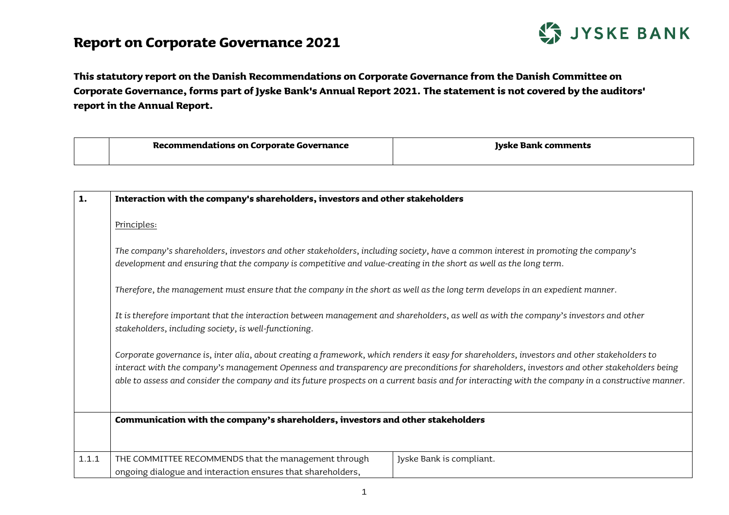# Report on Corporate Governance 2021

**This statutory report on the Danish Recommendations on Corporate Governance from the Danish Committee on Corporate Governance, forms part of Jyske Bank's Annual Report 2021. The statement is not covered by the auditors' report in the Annual Report.**

| | **Recommendations on Corporate Governance** | **Jyske Bank comments** |
|---|---|---|

| | | |
|---|---|---|
| **1.** | **Interaction with the company's shareholders, investors and other stakeholders**<br><br>Principles:<br><br>*The company's shareholders, investors and other stakeholders, including society, have a common interest in promoting the company's development and ensuring that the company is competitive and value-creating in the short as well as the long term.*<br><br>*Therefore, the management must ensure that the company in the short as well as the long term develops in an expedient manner.*<br><br>*It is therefore important that the interaction between management and shareholders, as well as with the company's investors and other stakeholders, including society, is well-functioning.*<br><br>*Corporate governance is, inter alia, about creating a framework, which renders it easy for shareholders, investors and other stakeholders to interact with the company's management Openness and transparency are preconditions for shareholders, investors and other stakeholders being able to assess and consider the company and its future prospects on a current basis and for interacting with the company in a constructive manner.* | |
| | **Communication with the company's shareholders, investors and other stakeholders** | |
| 1.1.1 | THE COMMITTEE RECOMMENDS that the management through ongoing dialogue and interaction ensures that shareholders, | Jyske Bank is compliant. |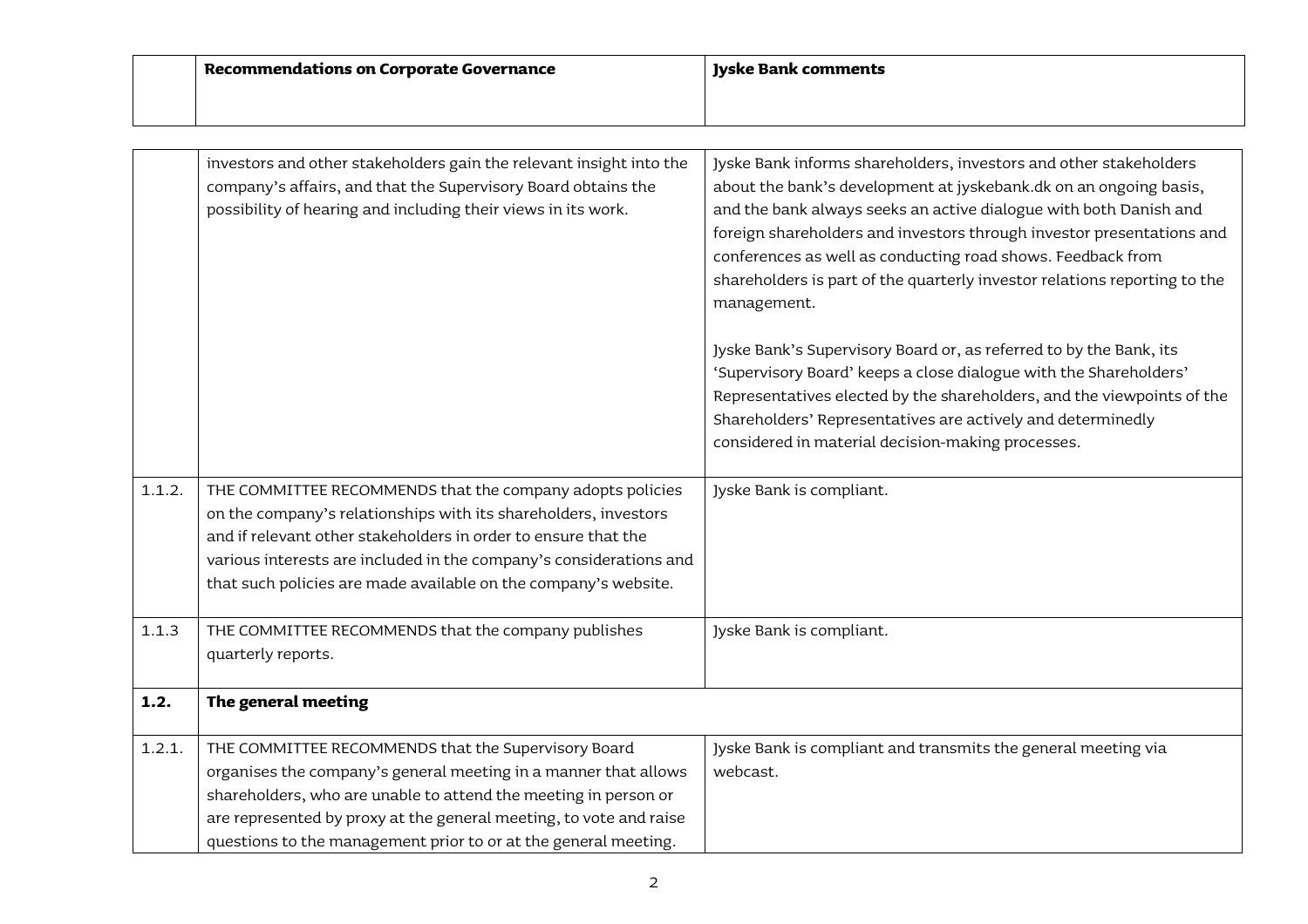| | Recommendations on Corporate Governance | Jyske Bank comments |
|---|---|---|
| | investors and other stakeholders gain the relevant insight into the company's affairs, and that the Supervisory Board obtains the possibility of hearing and including their views in its work. | Jyske Bank informs shareholders, investors and other stakeholders about the bank's development at jyskebank.dk on an ongoing basis, and the bank always seeks an active dialogue with both Danish and foreign shareholders and investors through investor presentations and conferences as well as conducting road shows. Feedback from shareholders is part of the quarterly investor relations reporting to the management.<br><br>Jyske Bank's Supervisory Board or, as referred to by the Bank, its 'Supervisory Board' keeps a close dialogue with the Shareholders' Representatives elected by the shareholders, and the viewpoints of the Shareholders' Representatives are actively and determinedly considered in material decision-making processes. |
| 1.1.2. | THE COMMITTEE RECOMMENDS that the company adopts policies on the company's relationships with its shareholders, investors and if relevant other stakeholders in order to ensure that the various interests are included in the company's considerations and that such policies are made available on the company's website. | Jyske Bank is compliant. |
| 1.1.3 | THE COMMITTEE RECOMMENDS that the company publishes quarterly reports. | Jyske Bank is compliant. |
| **1.2.** | **The general meeting** | |
| 1.2.1. | THE COMMITTEE RECOMMENDS that the Supervisory Board organises the company's general meeting in a manner that allows shareholders, who are unable to attend the meeting in person or are represented by proxy at the general meeting, to vote and raise questions to the management prior to or at the general meeting. | Jyske Bank is compliant and transmits the general meeting via webcast. |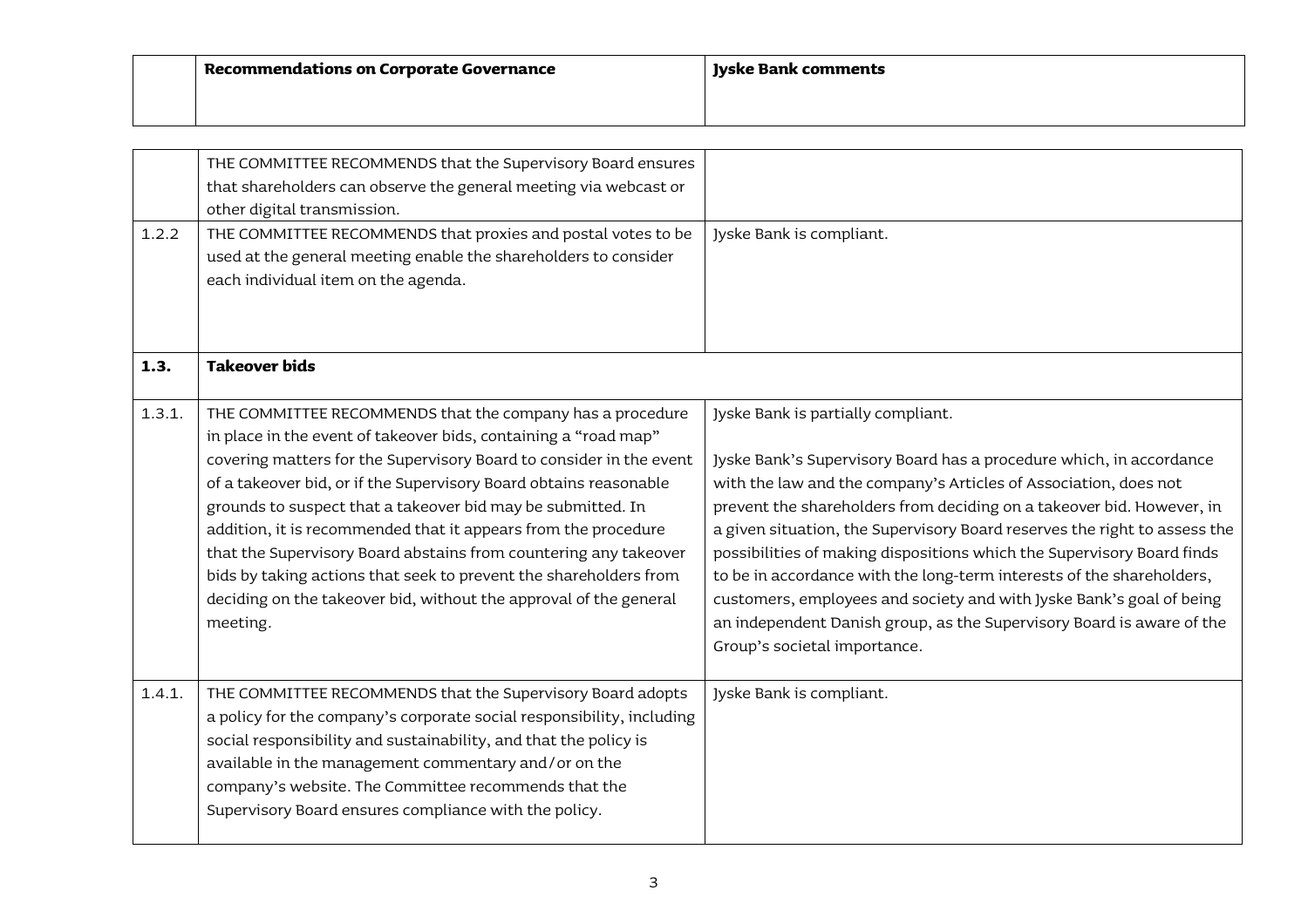|  | Recommendations on Corporate Governance | Jyske Bank comments |
|---|---|---|
|  | THE COMMITTEE RECOMMENDS that the Supervisory Board ensures that shareholders can observe the general meeting via webcast or other digital transmission. |  |
| 1.2.2 | THE COMMITTEE RECOMMENDS that proxies and postal votes to be used at the general meeting enable the shareholders to consider each individual item on the agenda. | Jyske Bank is compliant. |
| **1.3.** | **Takeover bids** |  |
| 1.3.1. | THE COMMITTEE RECOMMENDS that the company has a procedure in place in the event of takeover bids, containing a "road map" covering matters for the Supervisory Board to consider in the event of a takeover bid, or if the Supervisory Board obtains reasonable grounds to suspect that a takeover bid may be submitted. In addition, it is recommended that it appears from the procedure that the Supervisory Board abstains from countering any takeover bids by taking actions that seek to prevent the shareholders from deciding on the takeover bid, without the approval of the general meeting. | Jyske Bank is partially compliant.<br><br>Jyske Bank's Supervisory Board has a procedure which, in accordance with the law and the company's Articles of Association, does not prevent the shareholders from deciding on a takeover bid. However, in a given situation, the Supervisory Board reserves the right to assess the possibilities of making dispositions which the Supervisory Board finds to be in accordance with the long-term interests of the shareholders, customers, employees and society and with Jyske Bank's goal of being an independent Danish group, as the Supervisory Board is aware of the Group's societal importance. |
| 1.4.1. | THE COMMITTEE RECOMMENDS that the Supervisory Board adopts a policy for the company's corporate social responsibility, including social responsibility and sustainability, and that the policy is available in the management commentary and/or on the company's website. The Committee recommends that the Supervisory Board ensures compliance with the policy. | Jyske Bank is compliant. |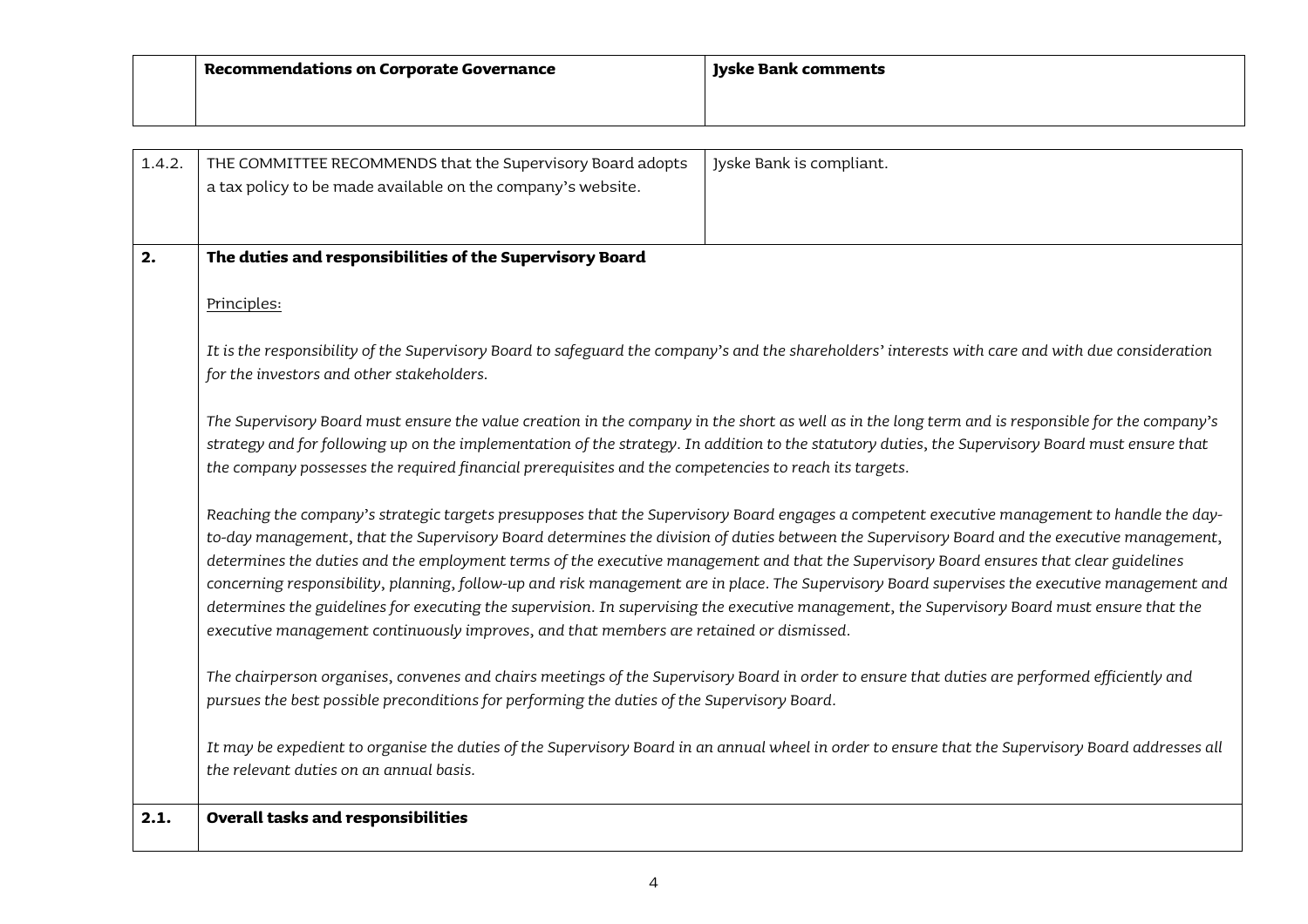| | Recommendations on Corporate Governance | Jyske Bank comments |
|---|---|---|
| 1.4.2. | THE COMMITTEE RECOMMENDS that the Supervisory Board adopts a tax policy to be made available on the company's website. | Jyske Bank is compliant. |
| **2.** | **The duties and responsibilities of the Supervisory Board** | |

Principles:

*It is the responsibility of the Supervisory Board to safeguard the company's and the shareholders' interests with care and with due consideration for the investors and other stakeholders.*

*The Supervisory Board must ensure the value creation in the company in the short as well as in the long term and is responsible for the company's strategy and for following up on the implementation of the strategy. In addition to the statutory duties, the Supervisory Board must ensure that the company possesses the required financial prerequisites and the competencies to reach its targets.*

*Reaching the company's strategic targets presupposes that the Supervisory Board engages a competent executive management to handle the day-to-day management, that the Supervisory Board determines the division of duties between the Supervisory Board and the executive management, determines the duties and the employment terms of the executive management and that the Supervisory Board ensures that clear guidelines concerning responsibility, planning, follow-up and risk management are in place. The Supervisory Board supervises the executive management and determines the guidelines for executing the supervision. In supervising the executive management, the Supervisory Board must ensure that the executive management continuously improves, and that members are retained or dismissed.*

*The chairperson organises, convenes and chairs meetings of the Supervisory Board in order to ensure that duties are performed efficiently and pursues the best possible preconditions for performing the duties of the Supervisory Board.*

*It may be expedient to organise the duties of the Supervisory Board in an annual wheel in order to ensure that the Supervisory Board addresses all the relevant duties on an annual basis.*

| | | |
|---|---|---|
| **2.1.** | **Overall tasks and responsibilities** | |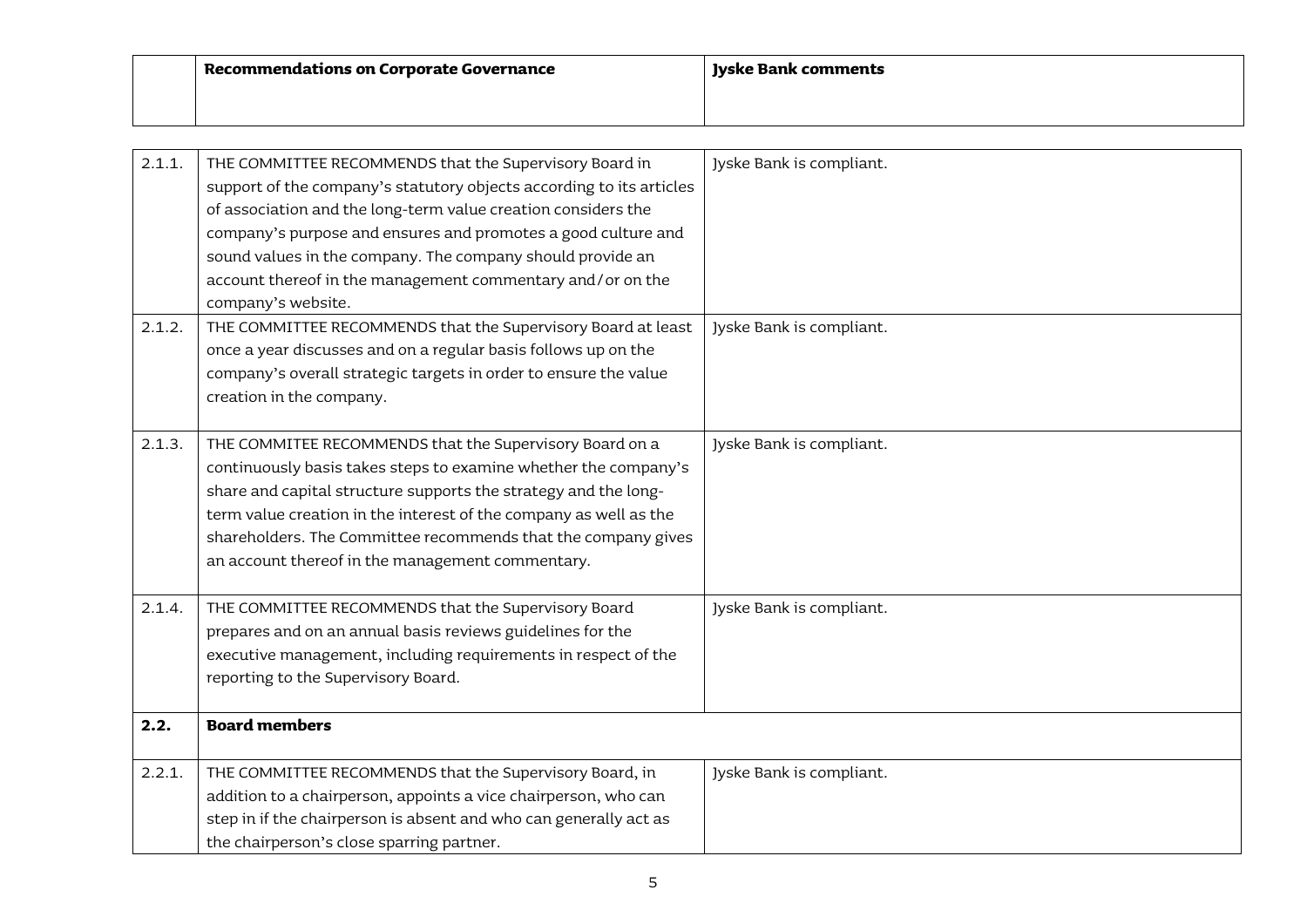| | Recommendations on Corporate Governance | Jyske Bank comments |
|---|---|---|
| 2.1.1. | THE COMMITTEE RECOMMENDS that the Supervisory Board in support of the company's statutory objects according to its articles of association and the long-term value creation considers the company's purpose and ensures and promotes a good culture and sound values in the company. The company should provide an account thereof in the management commentary and/or on the company's website. | Jyske Bank is compliant. |
| 2.1.2. | THE COMMITTEE RECOMMENDS that the Supervisory Board at least once a year discusses and on a regular basis follows up on the company's overall strategic targets in order to ensure the value creation in the company. | Jyske Bank is compliant. |
| 2.1.3. | THE COMMITEE RECOMMENDS that the Supervisory Board on a continuously basis takes steps to examine whether the company's share and capital structure supports the strategy and the long-term value creation in the interest of the company as well as the shareholders. The Committee recommends that the company gives an account thereof in the management commentary. | Jyske Bank is compliant. |
| 2.1.4. | THE COMMITTEE RECOMMENDS that the Supervisory Board prepares and on an annual basis reviews guidelines for the executive management, including requirements in respect of the reporting to the Supervisory Board. | Jyske Bank is compliant. |
| **2.2.** | **Board members** | |
| 2.2.1. | THE COMMITTEE RECOMMENDS that the Supervisory Board, in addition to a chairperson, appoints a vice chairperson, who can step in if the chairperson is absent and who can generally act as the chairperson's close sparring partner. | Jyske Bank is compliant. |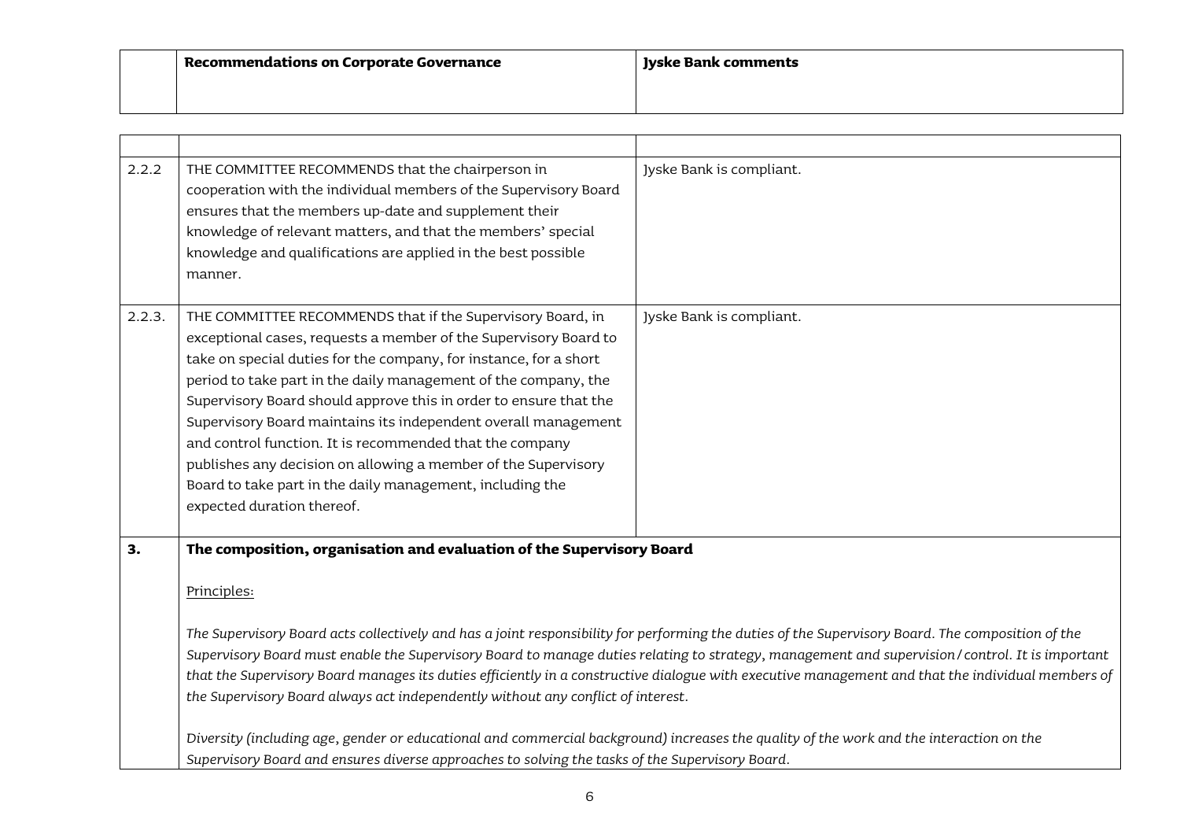| | Recommendations on Corporate Governance | Jyske Bank comments |
|---|---|---|
| | | |
| 2.2.2 | THE COMMITTEE RECOMMENDS that the chairperson in cooperation with the individual members of the Supervisory Board ensures that the members up-date and supplement their knowledge of relevant matters, and that the members' special knowledge and qualifications are applied in the best possible manner. | Jyske Bank is compliant. |
| 2.2.3. | THE COMMITTEE RECOMMENDS that if the Supervisory Board, in exceptional cases, requests a member of the Supervisory Board to take on special duties for the company, for instance, for a short period to take part in the daily management of the company, the Supervisory Board should approve this in order to ensure that the Supervisory Board maintains its independent overall management and control function. It is recommended that the company publishes any decision on allowing a member of the Supervisory Board to take part in the daily management, including the expected duration thereof. | Jyske Bank is compliant. |
| **3.** | **The composition, organisation and evaluation of the Supervisory Board** | |

Principles:

*The Supervisory Board acts collectively and has a joint responsibility for performing the duties of the Supervisory Board. The composition of the Supervisory Board must enable the Supervisory Board to manage duties relating to strategy, management and supervision/control. It is important that the Supervisory Board manages its duties efficiently in a constructive dialogue with executive management and that the individual members of the Supervisory Board always act independently without any conflict of interest.*

*Diversity (including age, gender or educational and commercial background) increases the quality of the work and the interaction on the Supervisory Board and ensures diverse approaches to solving the tasks of the Supervisory Board.*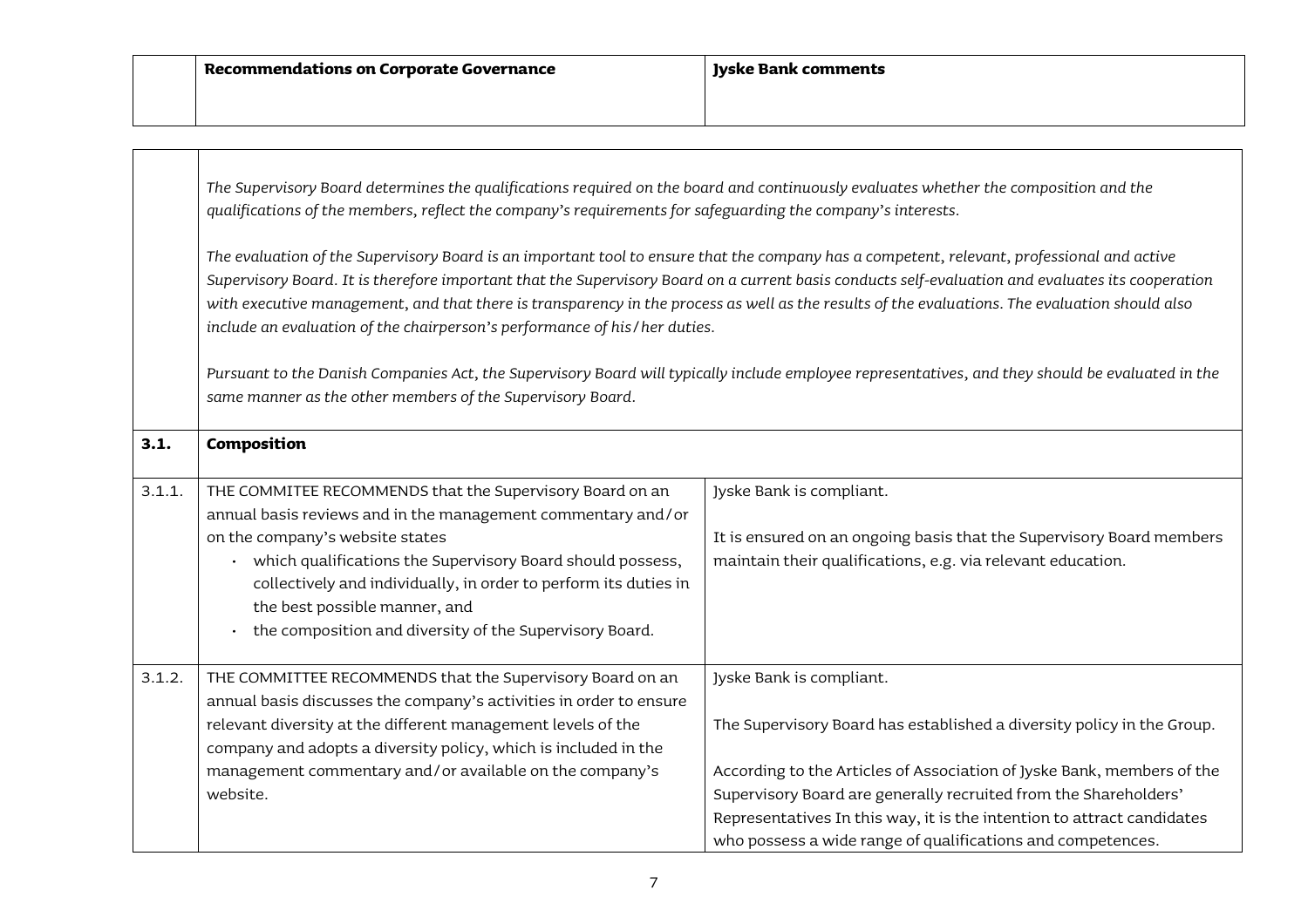| | Recommendations on Corporate Governance | Jyske Bank comments |
|---|---|---|
| | *The Supervisory Board determines the qualifications required on the board and continuously evaluates whether the composition and the qualifications of the members, reflect the company's requirements for safeguarding the company's interests.*<br><br>*The evaluation of the Supervisory Board is an important tool to ensure that the company has a competent, relevant, professional and active Supervisory Board. It is therefore important that the Supervisory Board on a current basis conducts self-evaluation and evaluates its cooperation with executive management, and that there is transparency in the process as well as the results of the evaluations. The evaluation should also include an evaluation of the chairperson's performance of his/her duties.*<br><br>*Pursuant to the Danish Companies Act, the Supervisory Board will typically include employee representatives, and they should be evaluated in the same manner as the other members of the Supervisory Board.* | |
| **3.1.** | **Composition** | |
| 3.1.1. | THE COMMITEE RECOMMENDS that the Supervisory Board on an annual basis reviews and in the management commentary and/or on the company's website states<br>• which qualifications the Supervisory Board should possess, collectively and individually, in order to perform its duties in the best possible manner, and<br>• the composition and diversity of the Supervisory Board. | Jyske Bank is compliant.<br><br>It is ensured on an ongoing basis that the Supervisory Board members maintain their qualifications, e.g. via relevant education. |
| 3.1.2. | THE COMMITTEE RECOMMENDS that the Supervisory Board on an annual basis discusses the company's activities in order to ensure relevant diversity at the different management levels of the company and adopts a diversity policy, which is included in the management commentary and/or available on the company's website. | Jyske Bank is compliant.<br><br>The Supervisory Board has established a diversity policy in the Group.<br><br>According to the Articles of Association of Jyske Bank, members of the Supervisory Board are generally recruited from the Shareholders' Representatives In this way, it is the intention to attract candidates who possess a wide range of qualifications and competences. |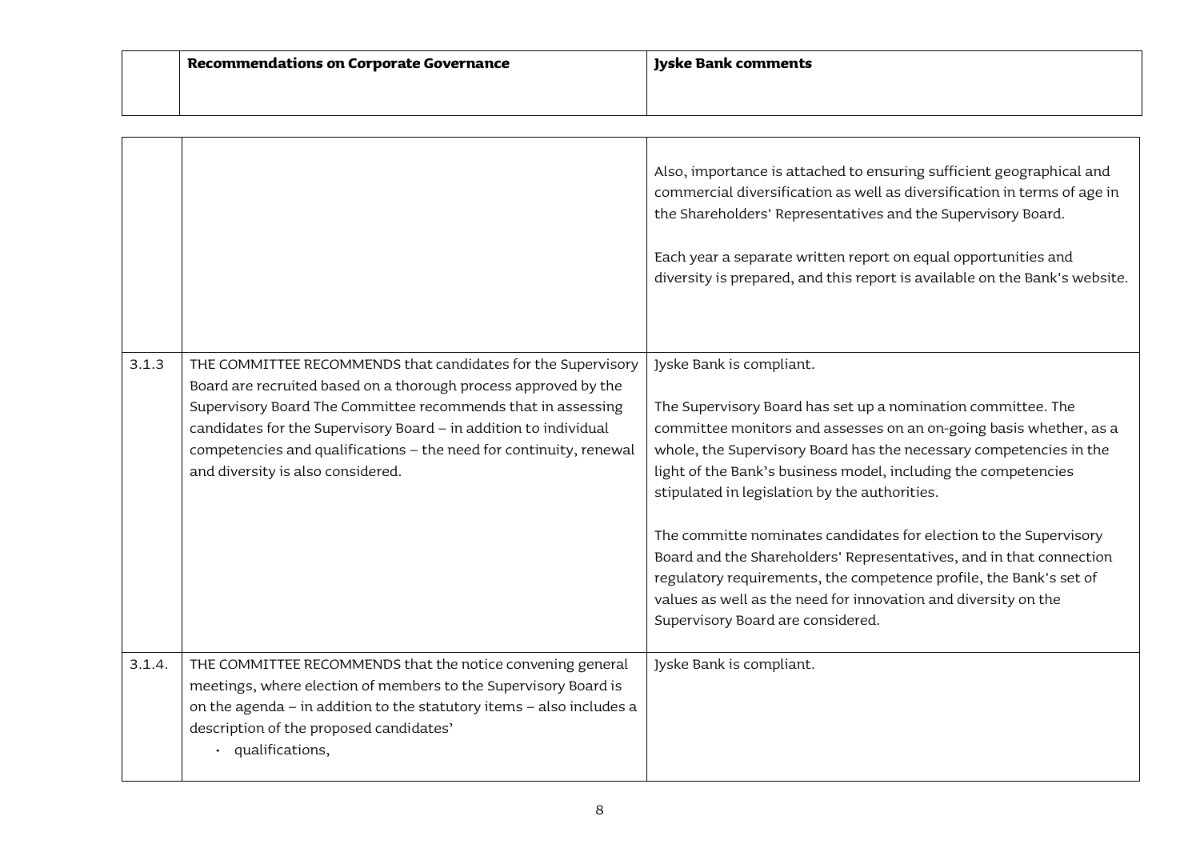|  | Recommendations on Corporate Governance | Jyske Bank comments |
|---|---|---|
|  |  | Also, importance is attached to ensuring sufficient geographical and commercial diversification as well as diversification in terms of age in the Shareholders' Representatives and the Supervisory Board.<br><br>Each year a separate written report on equal opportunities and diversity is prepared, and this report is available on the Bank's website. |
| 3.1.3 | THE COMMITTEE RECOMMENDS that candidates for the Supervisory Board are recruited based on a thorough process approved by the Supervisory Board The Committee recommends that in assessing candidates for the Supervisory Board – in addition to individual competencies and qualifications – the need for continuity, renewal and diversity is also considered. | Jyske Bank is compliant.<br><br>The Supervisory Board has set up a nomination committee. The committee monitors and assesses on an on-going basis whether, as a whole, the Supervisory Board has the necessary competencies in the light of the Bank's business model, including the competencies stipulated in legislation by the authorities.<br><br>The committe nominates candidates for election to the Supervisory Board and the Shareholders' Representatives, and in that connection regulatory requirements, the competence profile, the Bank's set of values as well as the need for innovation and diversity on the Supervisory Board are considered. |
| 3.1.4. | THE COMMITTEE RECOMMENDS that the notice convening general meetings, where election of members to the Supervisory Board is on the agenda – in addition to the statutory items – also includes a description of the proposed candidates'<br>• qualifications, | Jyske Bank is compliant. |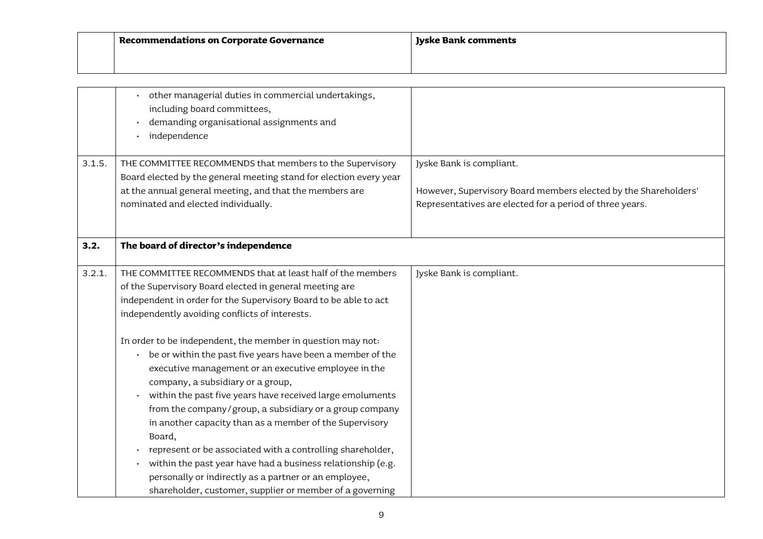| | Recommendations on Corporate Governance | Jyske Bank comments |
|---|---|---|
| | • other managerial duties in commercial undertakings, including board committees,<br>• demanding organisational assignments and<br>• independence | |
| 3.1.5. | THE COMMITTEE RECOMMENDS that members to the Supervisory Board elected by the general meeting stand for election every year at the annual general meeting, and that the members are nominated and elected individually. | Jyske Bank is compliant.<br><br>However, Supervisory Board members elected by the Shareholders' Representatives are elected for a period of three years. |
| **3.2.** | **The board of director's independence** | |
| 3.2.1. | THE COMMITTEE RECOMMENDS that at least half of the members of the Supervisory Board elected in general meeting are independent in order for the Supervisory Board to be able to act independently avoiding conflicts of interests.<br><br>In order to be independent, the member in question may not:<br>• be or within the past five years have been a member of the executive management or an executive employee in the company, a subsidiary or a group,<br>• within the past five years have received large emoluments from the company/group, a subsidiary or a group company in another capacity than as a member of the Supervisory Board,<br>• represent or be associated with a controlling shareholder,<br>• within the past year have had a business relationship (e.g. personally or indirectly as a partner or an employee, shareholder, customer, supplier or member of a governing | Jyske Bank is compliant. |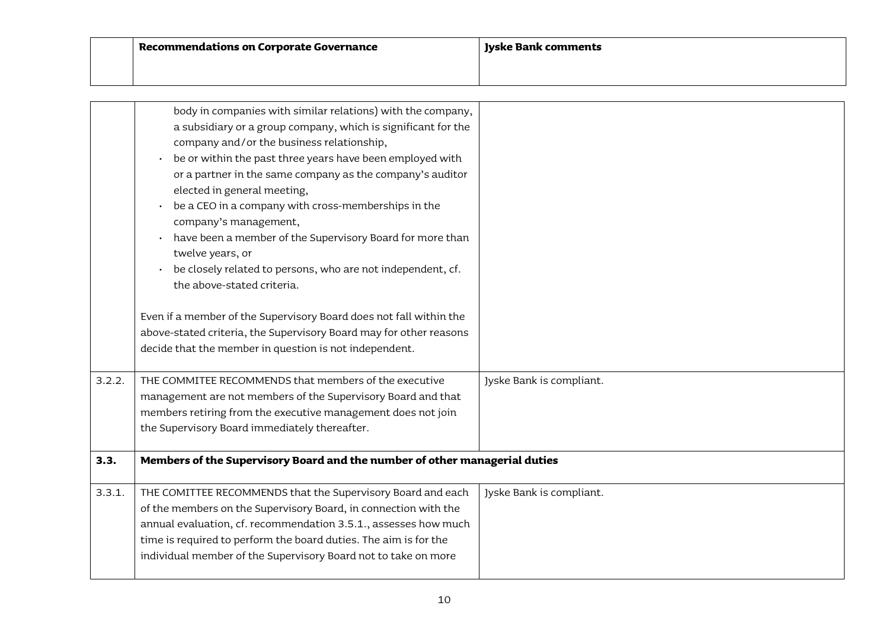| | Recommendations on Corporate Governance | Jyske Bank comments |
|---|---|---|
| | body in companies with similar relations) with the company, a subsidiary or a group company, which is significant for the company and/or the business relationship,<br>• be or within the past three years have been employed with or a partner in the same company as the company's auditor elected in general meeting,<br>• be a CEO in a company with cross-memberships in the company's management,<br>• have been a member of the Supervisory Board for more than twelve years, or<br>• be closely related to persons, who are not independent, cf. the above-stated criteria.<br><br>Even if a member of the Supervisory Board does not fall within the above-stated criteria, the Supervisory Board may for other reasons decide that the member in question is not independent. | |
| 3.2.2. | THE COMMITEE RECOMMENDS that members of the executive management are not members of the Supervisory Board and that members retiring from the executive management does not join the Supervisory Board immediately thereafter. | Jyske Bank is compliant. |
| **3.3.** | **Members of the Supervisory Board and the number of other managerial duties** | |
| 3.3.1. | THE COMITTEE RECOMMENDS that the Supervisory Board and each of the members on the Supervisory Board, in connection with the annual evaluation, cf. recommendation 3.5.1., assesses how much time is required to perform the board duties. The aim is for the individual member of the Supervisory Board not to take on more | Jyske Bank is compliant. |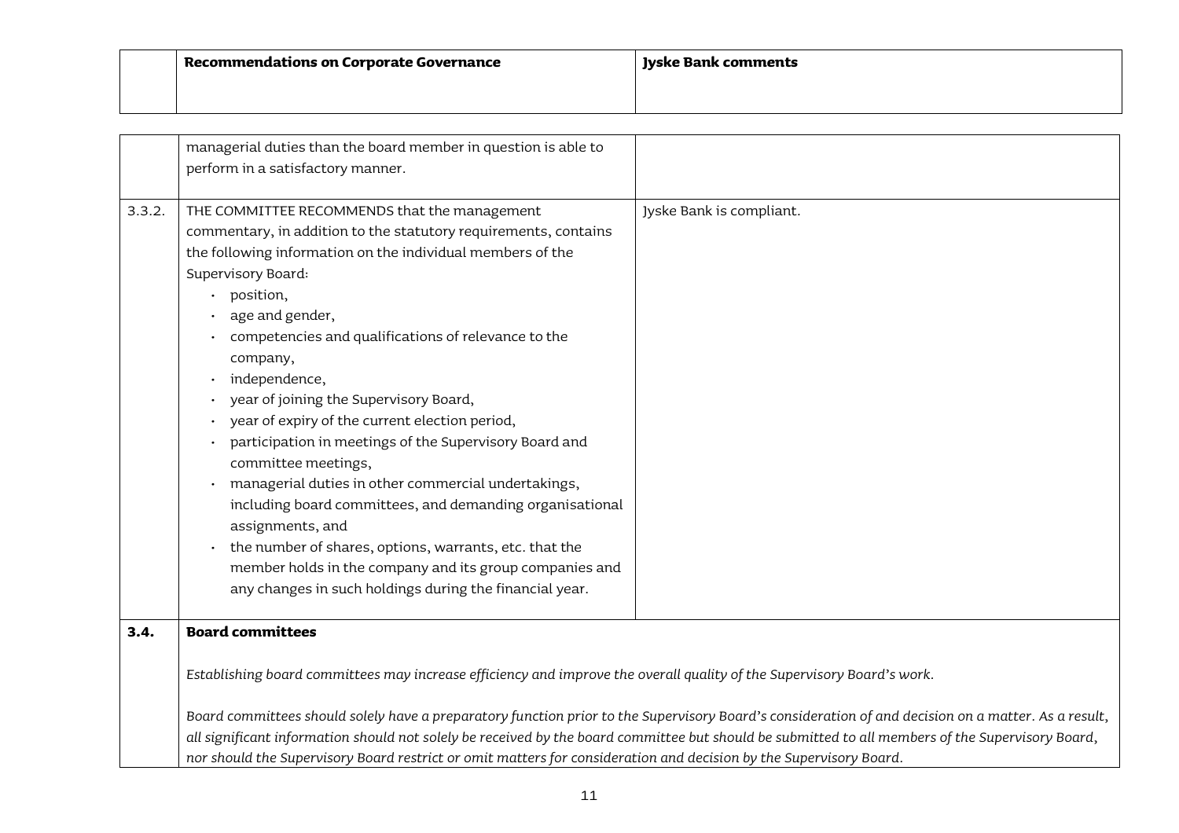| | Recommendations on Corporate Governance | Jyske Bank comments |
|---|---|---|
| | managerial duties than the board member in question is able to perform in a satisfactory manner. | |
| 3.3.2. | THE COMMITTEE RECOMMENDS that the management commentary, in addition to the statutory requirements, contains the following information on the individual members of the Supervisory Board:<br>• position,<br>• age and gender,<br>• competencies and qualifications of relevance to the company,<br>• independence,<br>• year of joining the Supervisory Board,<br>• year of expiry of the current election period,<br>• participation in meetings of the Supervisory Board and committee meetings,<br>• managerial duties in other commercial undertakings, including board committees, and demanding organisational assignments, and<br>• the number of shares, options, warrants, etc. that the member holds in the company and its group companies and any changes in such holdings during the financial year. | Jyske Bank is compliant. |
| **3.4.** | **Board committees**<br><br>*Establishing board committees may increase efficiency and improve the overall quality of the Supervisory Board's work.*<br><br>*Board committees should solely have a preparatory function prior to the Supervisory Board's consideration of and decision on a matter. As a result, all significant information should not solely be received by the board committee but should be submitted to all members of the Supervisory Board, nor should the Supervisory Board restrict or omit matters for consideration and decision by the Supervisory Board.* | |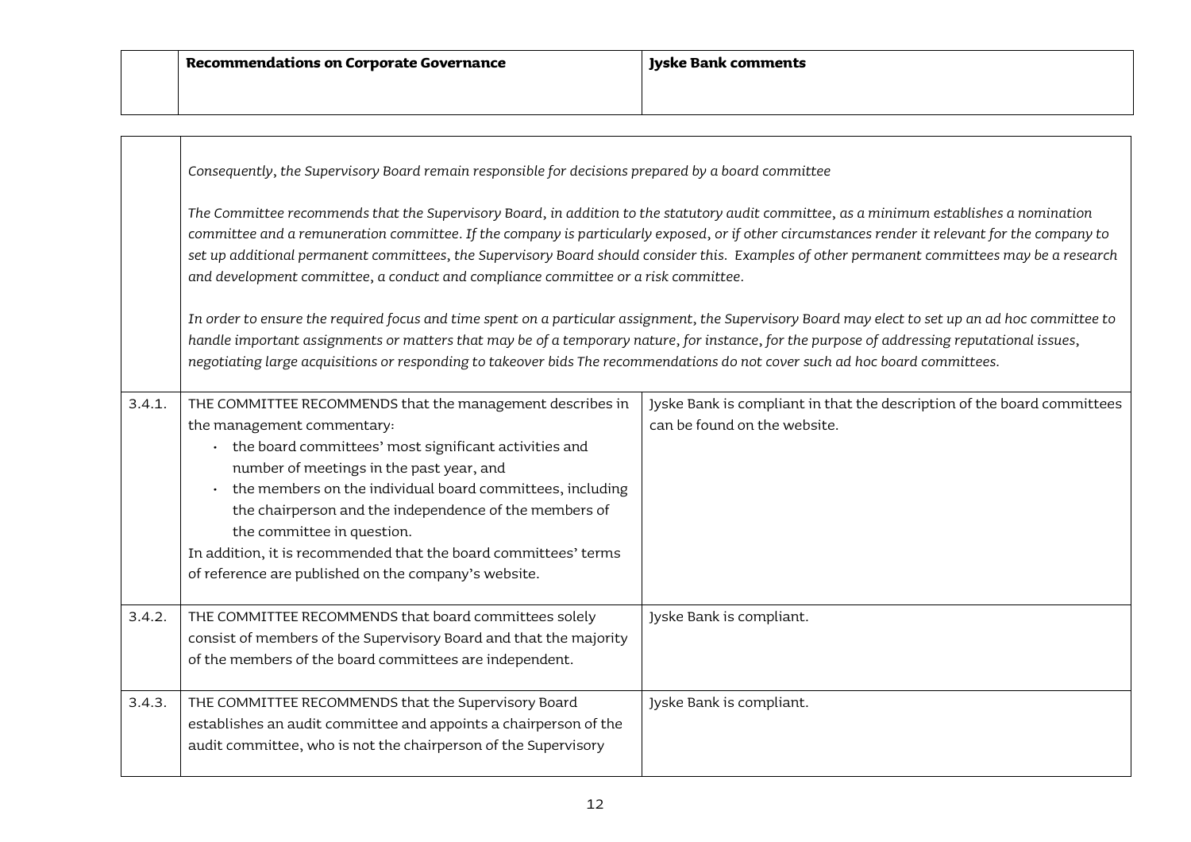| | Recommendations on Corporate Governance | Jyske Bank comments |
|---|---|---|
| | *Consequently, the Supervisory Board remain responsible for decisions prepared by a board committee*<br><br>*The Committee recommends that the Supervisory Board, in addition to the statutory audit committee, as a minimum establishes a nomination committee and a remuneration committee. If the company is particularly exposed, or if other circumstances render it relevant for the company to set up additional permanent committees, the Supervisory Board should consider this. Examples of other permanent committees may be a research and development committee, a conduct and compliance committee or a risk committee.*<br><br>*In order to ensure the required focus and time spent on a particular assignment, the Supervisory Board may elect to set up an ad hoc committee to handle important assignments or matters that may be of a temporary nature, for instance, for the purpose of addressing reputational issues, negotiating large acquisitions or responding to takeover bids The recommendations do not cover such ad hoc board committees.* | |
| 3.4.1. | THE COMMITTEE RECOMMENDS that the management describes in the management commentary:<br>• the board committees' most significant activities and number of meetings in the past year, and<br>• the members on the individual board committees, including the chairperson and the independence of the members of the committee in question.<br>In addition, it is recommended that the board committees' terms of reference are published on the company's website. | Jyske Bank is compliant in that the description of the board committees can be found on the website. |
| 3.4.2. | THE COMMITTEE RECOMMENDS that board committees solely consist of members of the Supervisory Board and that the majority of the members of the board committees are independent. | Jyske Bank is compliant. |
| 3.4.3. | THE COMMITTEE RECOMMENDS that the Supervisory Board establishes an audit committee and appoints a chairperson of the audit committee, who is not the chairperson of the Supervisory | Jyske Bank is compliant. |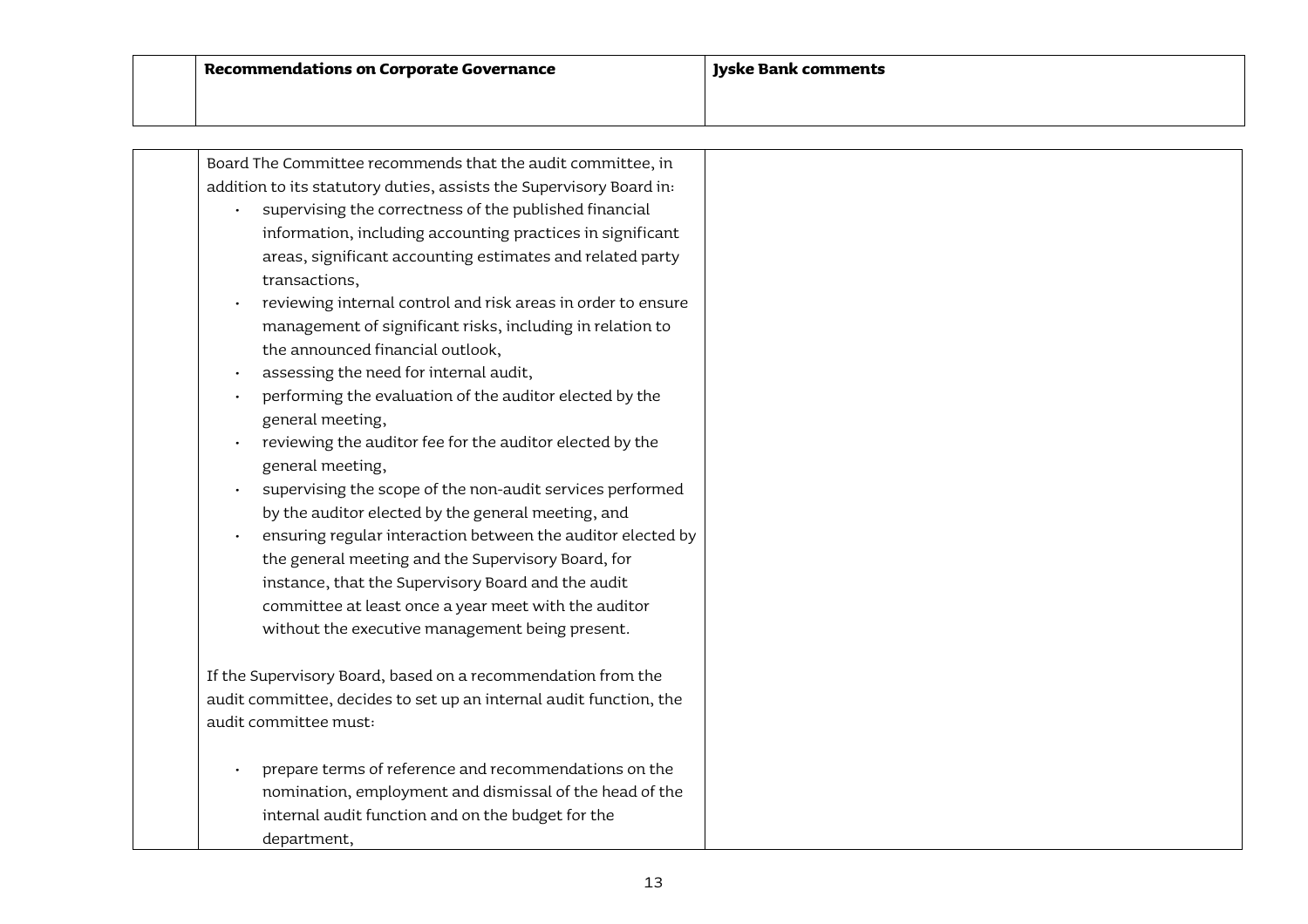| | Recommendations on Corporate Governance | Jyske Bank comments |
|---|---|---|
| | Board The Committee recommends that the audit committee, in addition to its statutory duties, assists the Supervisory Board in:<br>• supervising the correctness of the published financial information, including accounting practices in significant areas, significant accounting estimates and related party transactions,<br>• reviewing internal control and risk areas in order to ensure management of significant risks, including in relation to the announced financial outlook,<br>• assessing the need for internal audit,<br>• performing the evaluation of the auditor elected by the general meeting,<br>• reviewing the auditor fee for the auditor elected by the general meeting,<br>• supervising the scope of the non-audit services performed by the auditor elected by the general meeting, and<br>• ensuring regular interaction between the auditor elected by the general meeting and the Supervisory Board, for instance, that the Supervisory Board and the audit committee at least once a year meet with the auditor without the executive management being present.<br><br>If the Supervisory Board, based on a recommendation from the audit committee, decides to set up an internal audit function, the audit committee must:<br><br>• prepare terms of reference and recommendations on the nomination, employment and dismissal of the head of the internal audit function and on the budget for the department, | |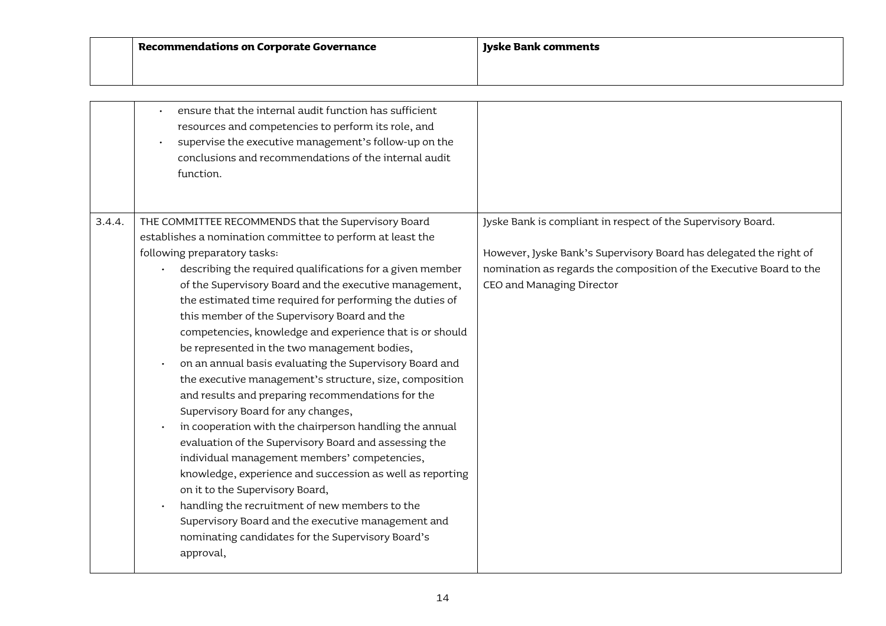|  | Recommendations on Corporate Governance | Jyske Bank comments |
|---|---|---|
|  | • ensure that the internal audit function has sufficient resources and competencies to perform its role, and<br>• supervise the executive management's follow-up on the conclusions and recommendations of the internal audit function. |  |
| 3.4.4. | THE COMMITTEE RECOMMENDS that the Supervisory Board establishes a nomination committee to perform at least the following preparatory tasks:<br>• describing the required qualifications for a given member of the Supervisory Board and the executive management, the estimated time required for performing the duties of this member of the Supervisory Board and the competencies, knowledge and experience that is or should be represented in the two management bodies,<br>• on an annual basis evaluating the Supervisory Board and the executive management's structure, size, composition and results and preparing recommendations for the Supervisory Board for any changes,<br>• in cooperation with the chairperson handling the annual evaluation of the Supervisory Board and assessing the individual management members' competencies, knowledge, experience and succession as well as reporting on it to the Supervisory Board,<br>• handling the recruitment of new members to the Supervisory Board and the executive management and nominating candidates for the Supervisory Board's approval, | Jyske Bank is compliant in respect of the Supervisory Board.<br><br>However, Jyske Bank's Supervisory Board has delegated the right of nomination as regards the composition of the Executive Board to the CEO and Managing Director |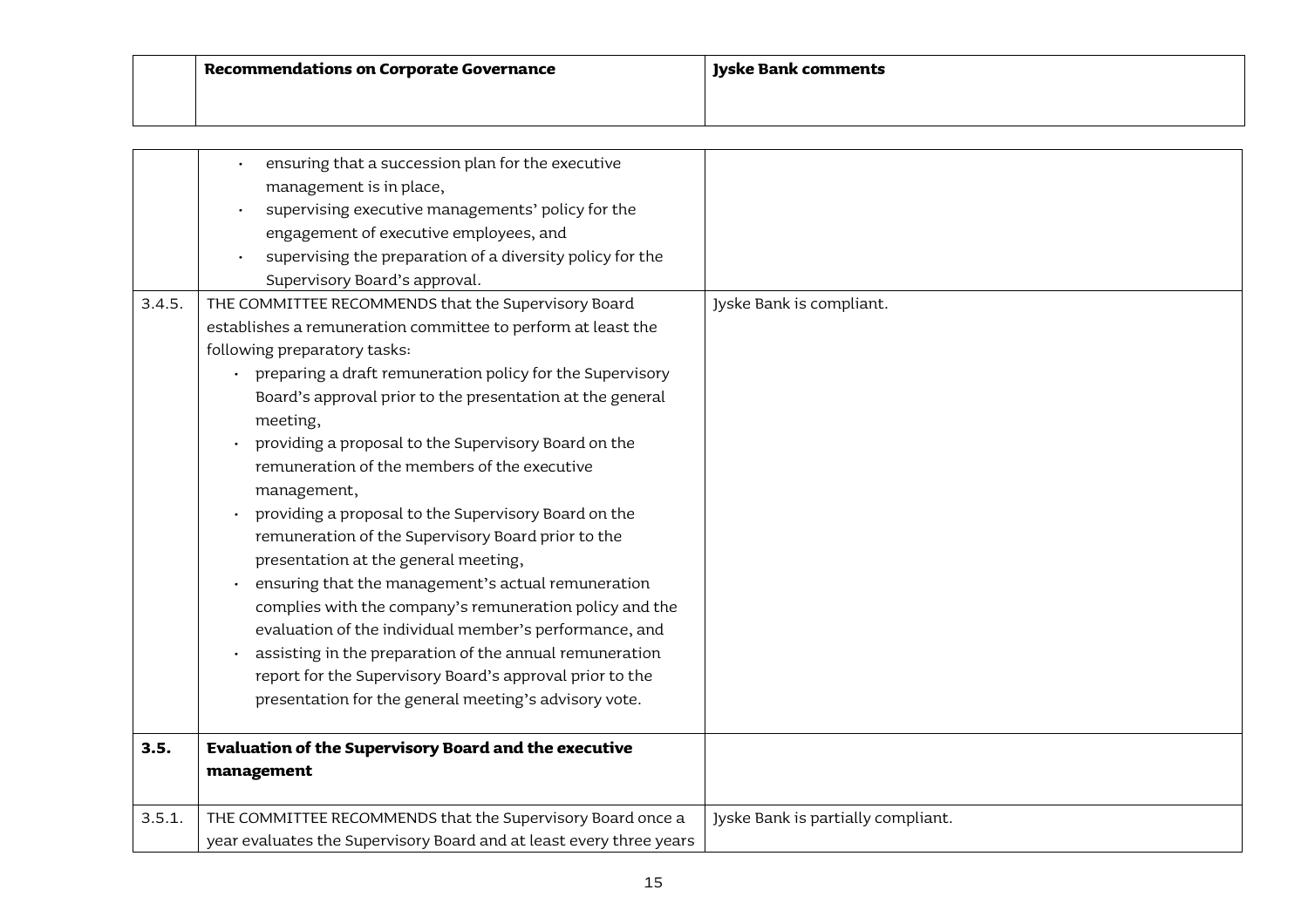| | Recommendations on Corporate Governance | Jyske Bank comments |
|---|---|---|
| | • ensuring that a succession plan for the executive management is in place,<br>• supervising executive managements' policy for the engagement of executive employees, and<br>• supervising the preparation of a diversity policy for the Supervisory Board's approval. | |
| 3.4.5. | THE COMMITTEE RECOMMENDS that the Supervisory Board establishes a remuneration committee to perform at least the following preparatory tasks:<br>• preparing a draft remuneration policy for the Supervisory Board's approval prior to the presentation at the general meeting,<br>• providing a proposal to the Supervisory Board on the remuneration of the members of the executive management,<br>• providing a proposal to the Supervisory Board on the remuneration of the Supervisory Board prior to the presentation at the general meeting,<br>• ensuring that the management's actual remuneration complies with the company's remuneration policy and the evaluation of the individual member's performance, and<br>• assisting in the preparation of the annual remuneration report for the Supervisory Board's approval prior to the presentation for the general meeting's advisory vote. | Jyske Bank is compliant. |
| **3.5.** | **Evaluation of the Supervisory Board and the executive management** | |
| 3.5.1. | THE COMMITTEE RECOMMENDS that the Supervisory Board once a year evaluates the Supervisory Board and at least every three years | Jyske Bank is partially compliant. |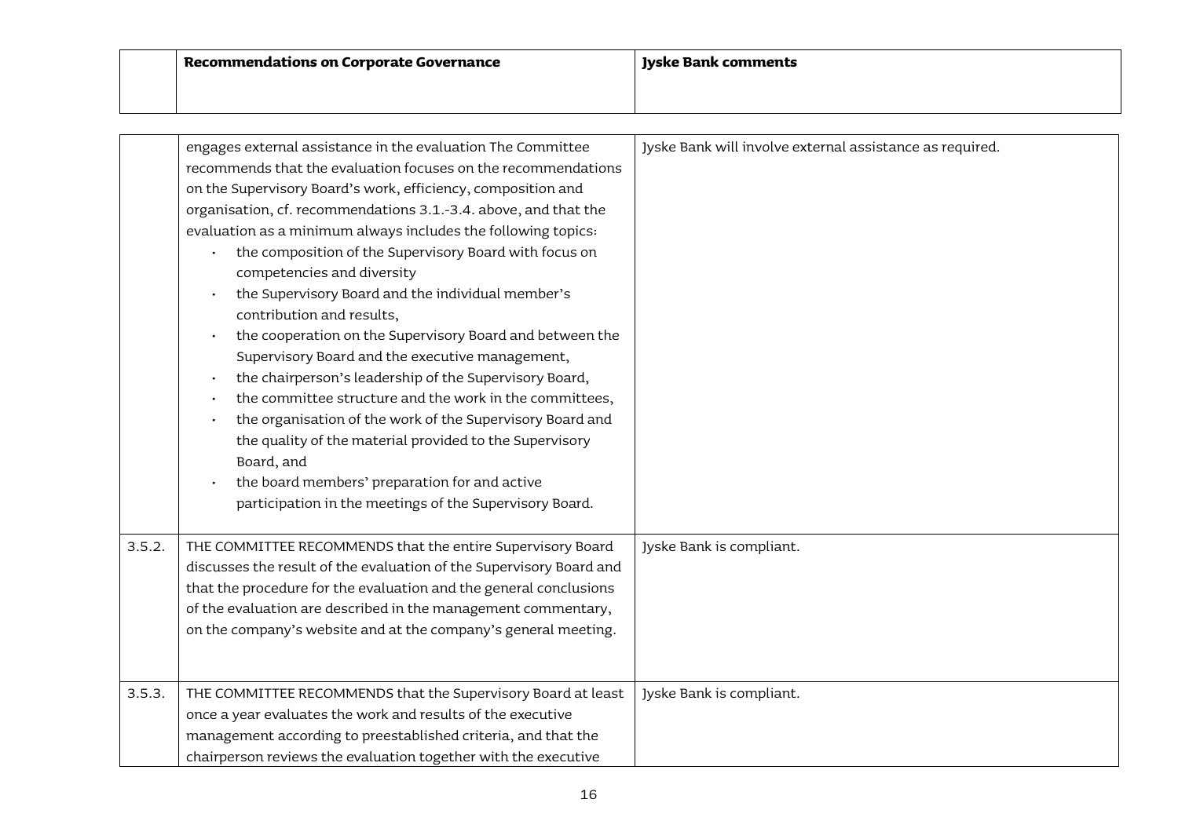| | Recommendations on Corporate Governance | Jyske Bank comments |
|---|---|---|
| | engages external assistance in the evaluation The Committee recommends that the evaluation focuses on the recommendations on the Supervisory Board's work, efficiency, composition and organisation, cf. recommendations 3.1.-3.4. above, and that the evaluation as a minimum always includes the following topics:<br>• the composition of the Supervisory Board with focus on competencies and diversity<br>• the Supervisory Board and the individual member's contribution and results,<br>• the cooperation on the Supervisory Board and between the Supervisory Board and the executive management,<br>• the chairperson's leadership of the Supervisory Board,<br>• the committee structure and the work in the committees,<br>• the organisation of the work of the Supervisory Board and the quality of the material provided to the Supervisory Board, and<br>• the board members' preparation for and active participation in the meetings of the Supervisory Board. | Jyske Bank will involve external assistance as required. |
| 3.5.2. | THE COMMITTEE RECOMMENDS that the entire Supervisory Board discusses the result of the evaluation of the Supervisory Board and that the procedure for the evaluation and the general conclusions of the evaluation are described in the management commentary, on the company's website and at the company's general meeting. | Jyske Bank is compliant. |
| 3.5.3. | THE COMMITTEE RECOMMENDS that the Supervisory Board at least once a year evaluates the work and results of the executive management according to preestablished criteria, and that the chairperson reviews the evaluation together with the executive | Jyske Bank is compliant. |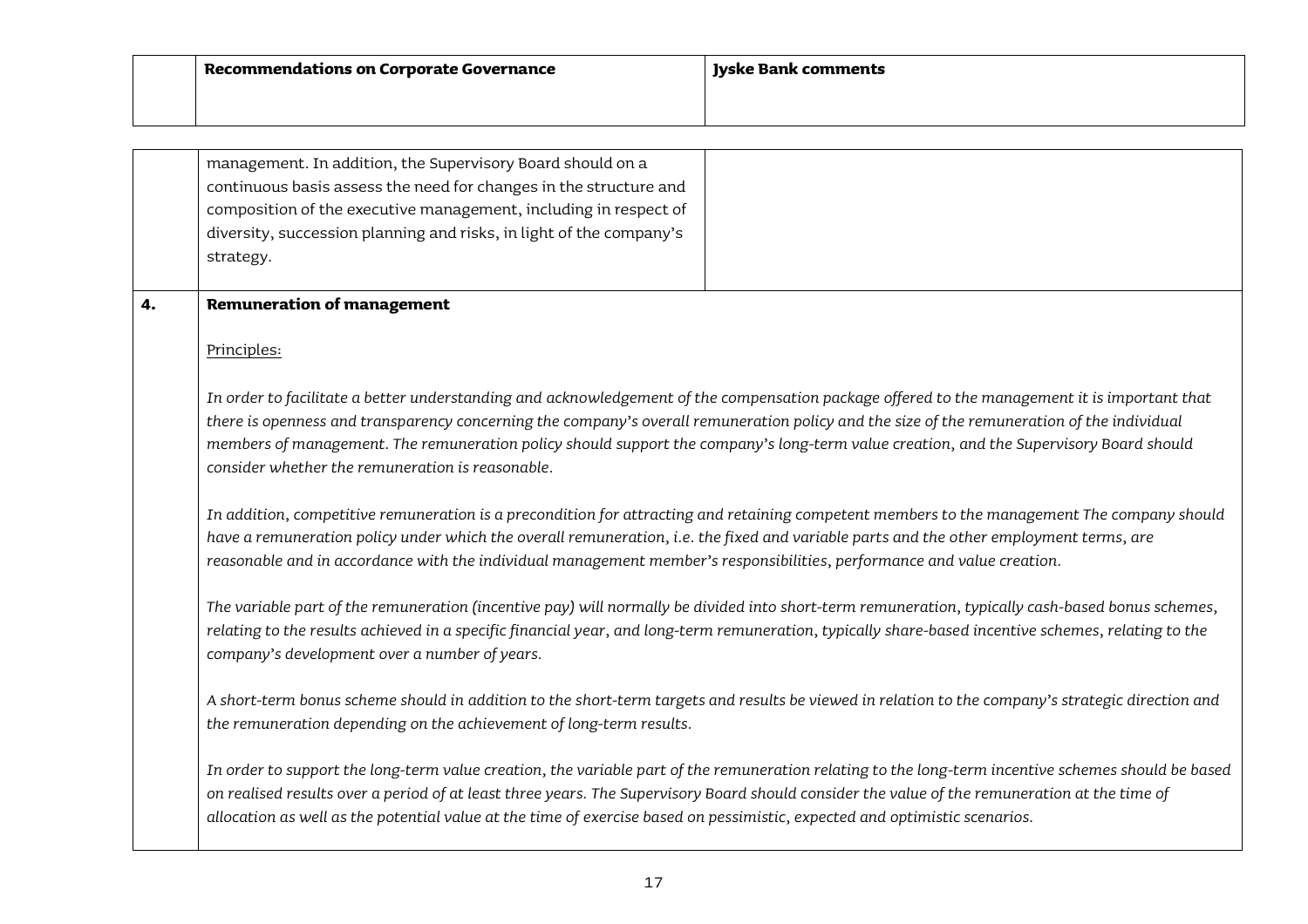| | Recommendations on Corporate Governance | Jyske Bank comments |
|---|---|---|
| | management. In addition, the Supervisory Board should on a continuous basis assess the need for changes in the structure and composition of the executive management, including in respect of diversity, succession planning and risks, in light of the company's strategy. | |

**4. Remuneration of management**

Principles:

*In order to facilitate a better understanding and acknowledgement of the compensation package offered to the management it is important that there is openness and transparency concerning the company's overall remuneration policy and the size of the remuneration of the individual members of management. The remuneration policy should support the company's long-term value creation, and the Supervisory Board should consider whether the remuneration is reasonable.*

*In addition, competitive remuneration is a precondition for attracting and retaining competent members to the management The company should have a remuneration policy under which the overall remuneration, i.e. the fixed and variable parts and the other employment terms, are reasonable and in accordance with the individual management member's responsibilities, performance and value creation.*

*The variable part of the remuneration (incentive pay) will normally be divided into short-term remuneration, typically cash-based bonus schemes, relating to the results achieved in a specific financial year, and long-term remuneration, typically share-based incentive schemes, relating to the company's development over a number of years.*

*A short-term bonus scheme should in addition to the short-term targets and results be viewed in relation to the company's strategic direction and the remuneration depending on the achievement of long-term results.*

*In order to support the long-term value creation, the variable part of the remuneration relating to the long-term incentive schemes should be based on realised results over a period of at least three years. The Supervisory Board should consider the value of the remuneration at the time of allocation as well as the potential value at the time of exercise based on pessimistic, expected and optimistic scenarios.*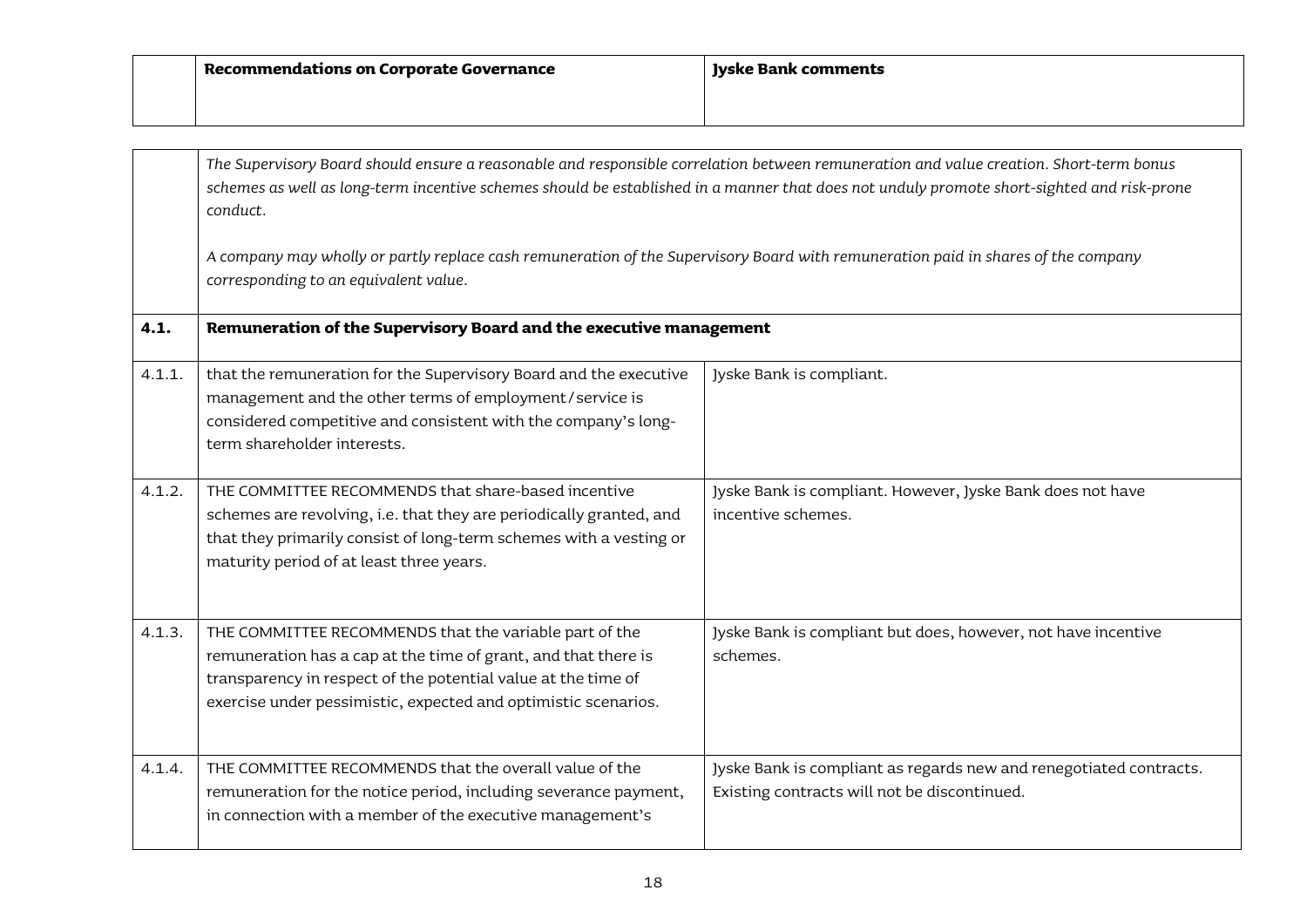| | Recommendations on Corporate Governance | Jyske Bank comments |
|---|---|---|
| | *The Supervisory Board should ensure a reasonable and responsible correlation between remuneration and value creation. Short-term bonus schemes as well as long-term incentive schemes should be established in a manner that does not unduly promote short-sighted and risk-prone conduct.*<br><br>*A company may wholly or partly replace cash remuneration of the Supervisory Board with remuneration paid in shares of the company corresponding to an equivalent value.* | |
| **4.1.** | **Remuneration of the Supervisory Board and the executive management** | |
| 4.1.1. | that the remuneration for the Supervisory Board and the executive management and the other terms of employment/service is considered competitive and consistent with the company's long-term shareholder interests. | Jyske Bank is compliant. |
| 4.1.2. | THE COMMITTEE RECOMMENDS that share-based incentive schemes are revolving, i.e. that they are periodically granted, and that they primarily consist of long-term schemes with a vesting or maturity period of at least three years. | Jyske Bank is compliant. However, Jyske Bank does not have incentive schemes. |
| 4.1.3. | THE COMMITTEE RECOMMENDS that the variable part of the remuneration has a cap at the time of grant, and that there is transparency in respect of the potential value at the time of exercise under pessimistic, expected and optimistic scenarios. | Jyske Bank is compliant but does, however, not have incentive schemes. |
| 4.1.4. | THE COMMITTEE RECOMMENDS that the overall value of the remuneration for the notice period, including severance payment, in connection with a member of the executive management's | Jyske Bank is compliant as regards new and renegotiated contracts. Existing contracts will not be discontinued. |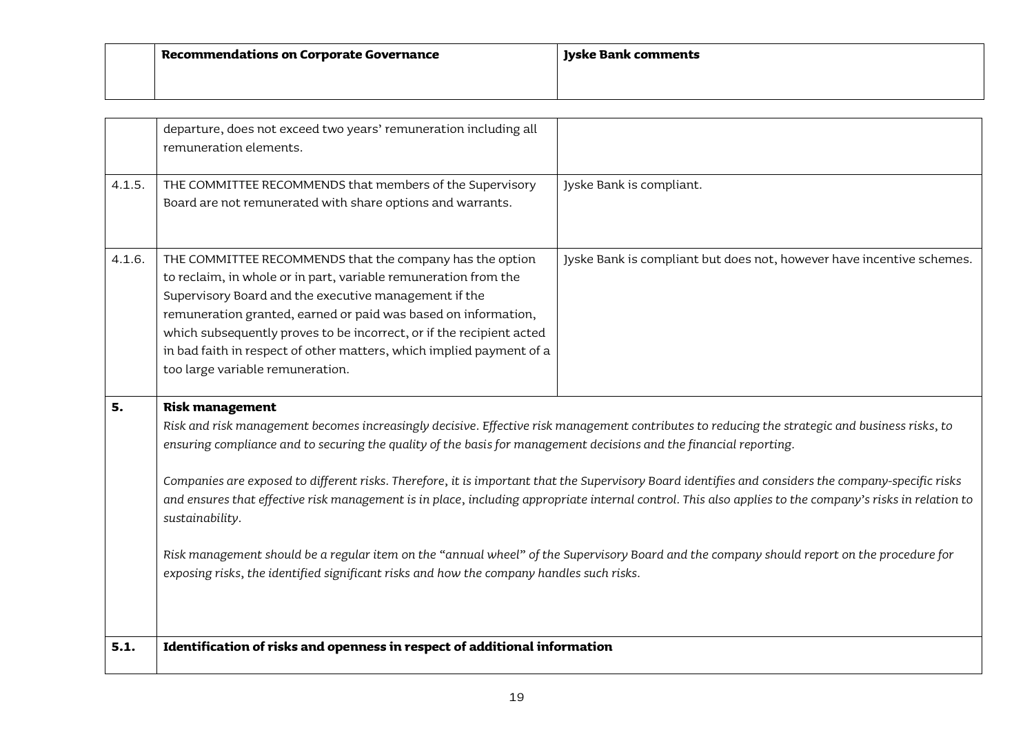| | Recommendations on Corporate Governance | Jyske Bank comments |
|---|---|---|
| | departure, does not exceed two years' remuneration including all remuneration elements. | |
| 4.1.5. | THE COMMITTEE RECOMMENDS that members of the Supervisory Board are not remunerated with share options and warrants. | Jyske Bank is compliant. |
| 4.1.6. | THE COMMITTEE RECOMMENDS that the company has the option to reclaim, in whole or in part, variable remuneration from the Supervisory Board and the executive management if the remuneration granted, earned or paid was based on information, which subsequently proves to be incorrect, or if the recipient acted in bad faith in respect of other matters, which implied payment of a too large variable remuneration. | Jyske Bank is compliant but does not, however have incentive schemes. |
| **5.** | **Risk management** *Risk and risk management becomes increasingly decisive. Effective risk management contributes to reducing the strategic and business risks, to ensuring compliance and to securing the quality of the basis for management decisions and the financial reporting.* *Companies are exposed to different risks. Therefore, it is important that the Supervisory Board identifies and considers the company-specific risks and ensures that effective risk management is in place, including appropriate internal control. This also applies to the company's risks in relation to sustainability.* *Risk management should be a regular item on the "annual wheel" of the Supervisory Board and the company should report on the procedure for exposing risks, the identified significant risks and how the company handles such risks.* | |
| **5.1.** | **Identification of risks and openness in respect of additional information** | |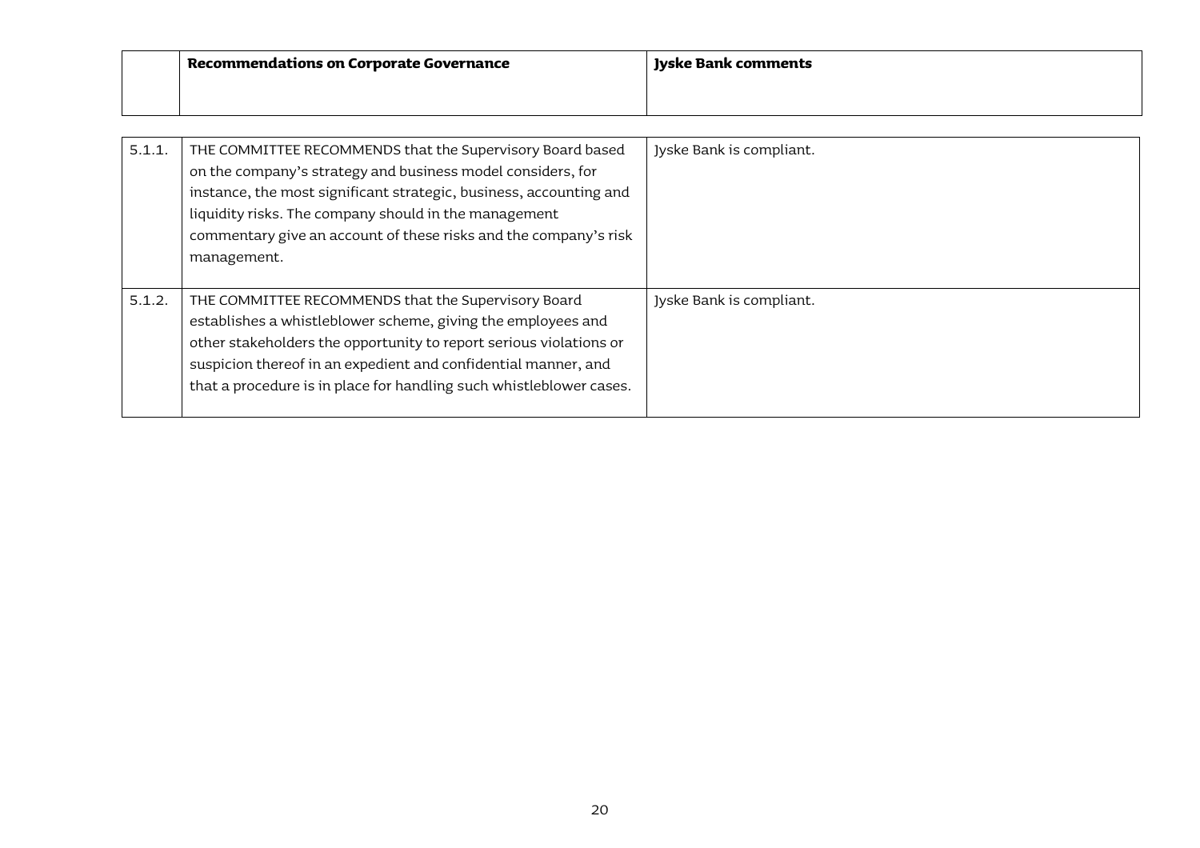| | Recommendations on Corporate Governance | Jyske Bank comments |
|---|---|---|
| 5.1.1. | THE COMMITTEE RECOMMENDS that the Supervisory Board based on the company's strategy and business model considers, for instance, the most significant strategic, business, accounting and liquidity risks. The company should in the management commentary give an account of these risks and the company's risk management. | Jyske Bank is compliant. |
| 5.1.2. | THE COMMITTEE RECOMMENDS that the Supervisory Board establishes a whistleblower scheme, giving the employees and other stakeholders the opportunity to report serious violations or suspicion thereof in an expedient and confidential manner, and that a procedure is in place for handling such whistleblower cases. | Jyske Bank is compliant. |